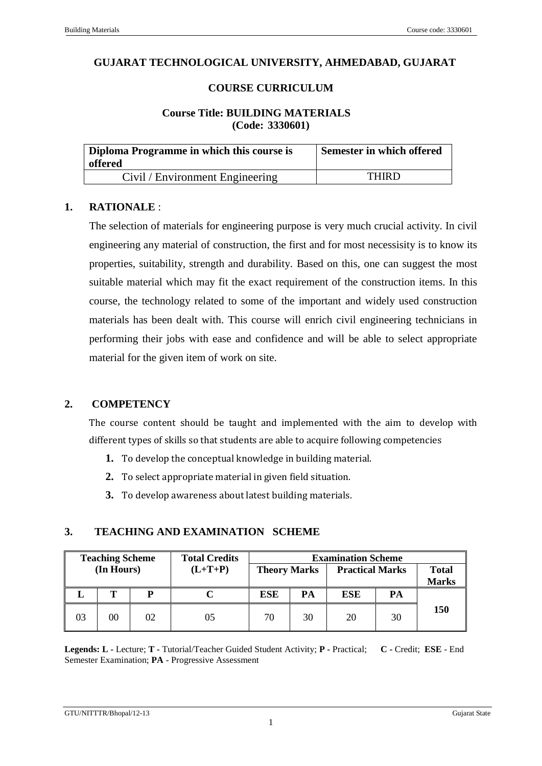**GUJARAT TECHNOLOGICAL UNIVERSITY, AHMEDABAD, GUJARAT**

**COURSE CURRICULUM**

**Course Title: BUILDING MATERIALS**
**(Code: 3330601)**

| Diploma Programme in which this course is offered | Semester in which offered |
|---|---|
| Civil / Environment Engineering | THIRD |

## 1. RATIONALE :

The selection of materials for engineering purpose is very much crucial activity. In civil engineering any material of construction, the first and for most necessisity is to know its properties, suitability, strength and durability. Based on this, one can suggest the most suitable material which may fit the exact requirement of the construction items. In this course, the technology related to some of the important and widely used construction materials has been dealt with. This course will enrich civil engineering technicians in performing their jobs with ease and confidence and will be able to select appropriate material for the given item of work on site.

## 2. COMPETENCY

The course content should be taught and implemented with the aim to develop with different types of skills so that students are able to acquire following competencies

1. To develop the conceptual knowledge in building material.
2. To select appropriate material in given field situation.
3. To develop awareness about latest building materials.

## 3. TEACHING AND EXAMINATION SCHEME

| Teaching Scheme (In Hours) | | | Total Credits (L+T+P) | Examination Scheme | | | | |
|---|---|---|---|---|---|---|---|---|
| | | | | Theory Marks | | Practical Marks | | Total Marks |
| L | T | P | C | ESE | PA | ESE | PA | |
| 03 | 00 | 02 | 05 | 70 | 30 | 20 | 30 | 150 |

**Legends: L** - Lecture; **T** - Tutorial/Teacher Guided Student Activity; **P** - Practical; **C** - Credit; **ESE** - End Semester Examination; **PA** - Progressive Assessment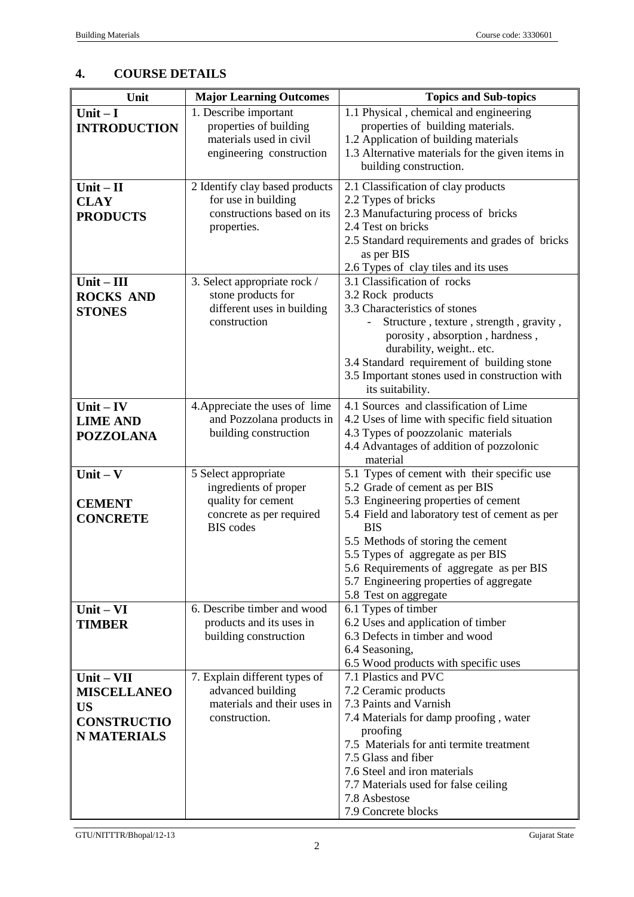## 4. COURSE DETAILS

| Unit | Major Learning Outcomes | Topics and Sub-topics |
|---|---|---|
| **Unit – I INTRODUCTION** | 1. Describe important properties of building materials used in civil engineering construction | 1.1 Physical , chemical and engineering properties of building materials.<br>1.2 Application of building materials<br>1.3 Alternative materials for the given items in building construction. |
| **Unit – II CLAY PRODUCTS** | 2 Identify clay based products for use in building constructions based on its properties. | 2.1 Classification of clay products<br>2.2 Types of bricks<br>2.3 Manufacturing process of bricks<br>2.4 Test on bricks<br>2.5 Standard requirements and grades of bricks as per BIS<br>2.6 Types of clay tiles and its uses |
| **Unit – III ROCKS AND STONES** | 3. Select appropriate rock / stone products for different uses in building construction | 3.1 Classification of rocks<br>3.2 Rock products<br>3.3 Characteristics of stones<br>- Structure , texture , strength , gravity , porosity , absorption , hardness , durability, weight.. etc.<br>3.4 Standard requirement of building stone<br>3.5 Important stones used in construction with its suitability. |
| **Unit – IV LIME AND POZZOLANA** | 4.Appreciate the uses of lime and Pozzolana products in building construction | 4.1 Sources and classification of Lime<br>4.2 Uses of lime with specific field situation<br>4.3 Types of poozzolanic materials<br>4.4 Advantages of addition of pozzolonic material |
| **Unit – V CEMENT CONCRETE** | 5 Select appropriate ingredients of proper quality for cement concrete as per required BIS codes | 5.1 Types of cement with their specific use<br>5.2 Grade of cement as per BIS<br>5.3 Engineering properties of cement<br>5.4 Field and laboratory test of cement as per BIS<br>5.5 Methods of storing the cement<br>5.5 Types of aggregate as per BIS<br>5.6 Requirements of aggregate as per BIS<br>5.7 Engineering properties of aggregate<br>5.8 Test on aggregate |
| **Unit – VI TIMBER** | 6. Describe timber and wood products and its uses in building construction | 6.1 Types of timber<br>6.2 Uses and application of timber<br>6.3 Defects in timber and wood<br>6.4 Seasoning,<br>6.5 Wood products with specific uses |
| **Unit – VII MISCELLANEOUS CONSTRUCTION MATERIALS** | 7. Explain different types of advanced building materials and their uses in construction. | 7.1 Plastics and PVC<br>7.2 Ceramic products<br>7.3 Paints and Varnish<br>7.4 Materials for damp proofing , water proofing<br>7.5 Materials for anti termite treatment<br>7.5 Glass and fiber<br>7.6 Steel and iron materials<br>7.7 Materials used for false ceiling<br>7.8 Asbestose<br>7.9 Concrete blocks |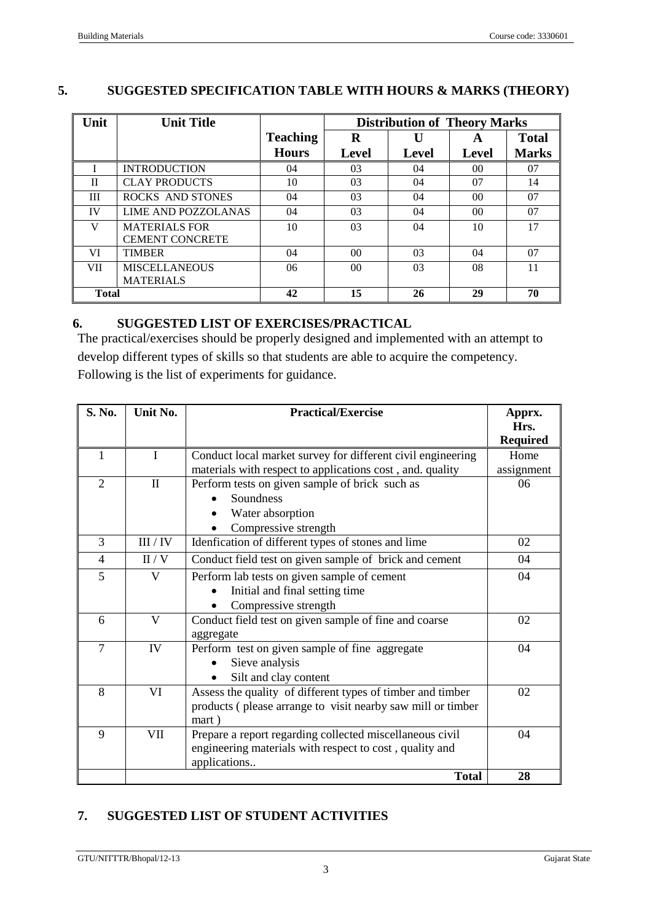## 5. SUGGESTED SPECIFICATION TABLE WITH HOURS & MARKS (THEORY)

| Unit | Unit Title | Teaching Hours | Distribution of Theory Marks | | | |
|---|---|---|---|---|---|---|
| | | | R Level | U Level | A Level | Total Marks |
| I | INTRODUCTION | 04 | 03 | 04 | 00 | 07 |
| II | CLAY PRODUCTS | 10 | 03 | 04 | 07 | 14 |
| III | ROCKS AND STONES | 04 | 03 | 04 | 00 | 07 |
| IV | LIME AND POZZOLANAS | 04 | 03 | 04 | 00 | 07 |
| V | MATERIALS FOR CEMENT CONCRETE | 10 | 03 | 04 | 10 | 17 |
| VI | TIMBER | 04 | 00 | 03 | 04 | 07 |
| VII | MISCELLANEOUS MATERIALS | 06 | 00 | 03 | 08 | 11 |
| **Total** | | **42** | **15** | **26** | **29** | **70** |

## 6. SUGGESTED LIST OF EXERCISES/PRACTICAL

The practical/exercises should be properly designed and implemented with an attempt to develop different types of skills so that students are able to acquire the competency. Following is the list of experiments for guidance.

| S. No. | Unit No. | Practical/Exercise | Apprx. Hrs. Required |
|---|---|---|---|
| 1 | I | Conduct local market survey for different civil engineering materials with respect to applications cost , and. quality | Home assignment |
| 2 | II | Perform tests on given sample of brick such as <br>• Soundness <br>• Water absorption <br>• Compressive strength | 06 |
| 3 | III / IV | Idenfication of different types of stones and lime | 02 |
| 4 | II / V | Conduct field test on given sample of brick and cement | 04 |
| 5 | V | Perform lab tests on given sample of cement <br>• Initial and final setting time <br>• Compressive strength | 04 |
| 6 | V | Conduct field test on given sample of fine and coarse aggregate | 02 |
| 7 | IV | Perform test on given sample of fine aggregate <br>• Sieve analysis <br>• Silt and clay content | 04 |
| 8 | VI | Assess the quality of different types of timber and timber products ( please arrange to visit nearby saw mill or timber mart ) | 02 |
| 9 | VII | Prepare a report regarding collected miscellaneous civil engineering materials with respect to cost , quality and applications.. | 04 |
| | | **Total** | **28** |

## 7. SUGGESTED LIST OF STUDENT ACTIVITIES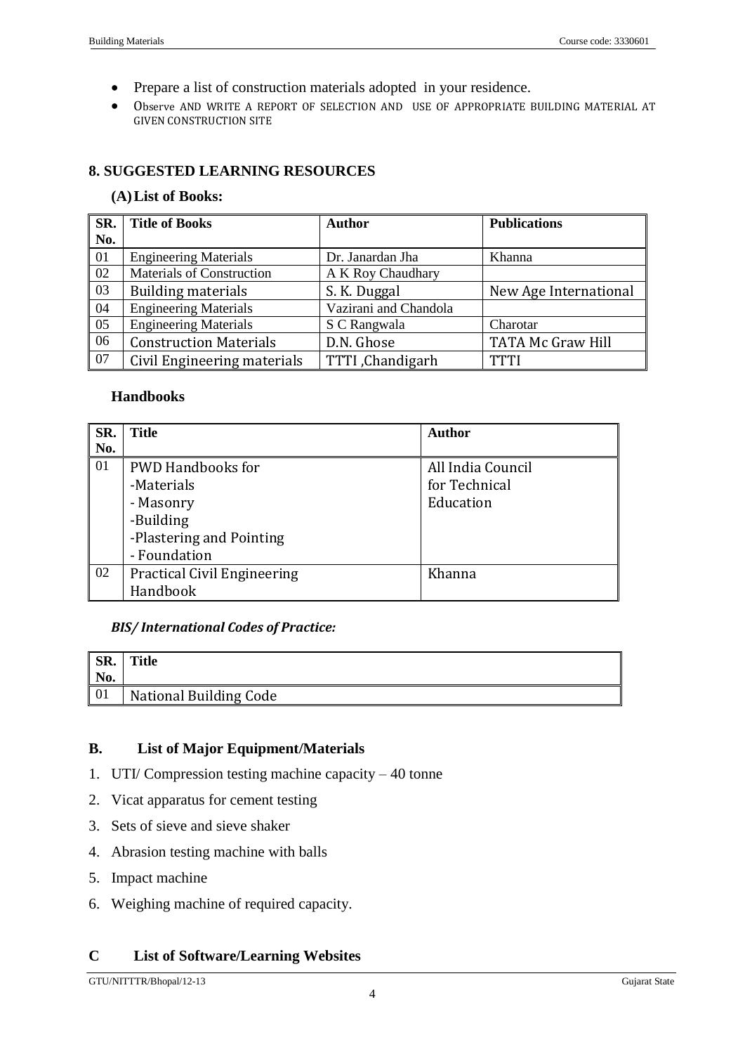- Prepare a list of construction materials adopted in your residence.
- Observe and write a report of selection and use of appropriate building material at given construction site

## 8. SUGGESTED LEARNING RESOURCES

### (A) List of Books:

| SR. No. | Title of Books | Author | Publications |
|---|---|---|---|
| 01 | Engineering Materials | Dr. Janardan Jha | Khanna |
| 02 | Materials of Construction | A K Roy Chaudhary | |
| 03 | Building materials | S. K. Duggal | New Age International |
| 04 | Engineering Materials | Vazirani and Chandola | |
| 05 | Engineering Materials | S C Rangwala | Charotar |
| 06 | Construction Materials | D.N. Ghose | TATA Mc Graw Hill |
| 07 | Civil Engineering materials | TTTI ,Chandigarh | TTTI |

### Handbooks

| SR. No. | Title | Author |
|---|---|---|
| 01 | PWD Handbooks for<br>-Materials<br>- Masonry<br>-Building<br>-Plastering and Pointing<br>- Foundation | All India Council for Technical Education |
| 02 | Practical Civil Engineering Handbook | Khanna |

***BIS/ International Codes of Practice:***

| SR. No. | Title |
|---|---|
| 01 | National Building Code |

## B. List of Major Equipment/Materials

1. UTI/ Compression testing machine capacity – 40 tonne
2. Vicat apparatus for cement testing
3. Sets of sieve and sieve shaker
4. Abrasion testing machine with balls
5. Impact machine
6. Weighing machine of required capacity.

## C List of Software/Learning Websites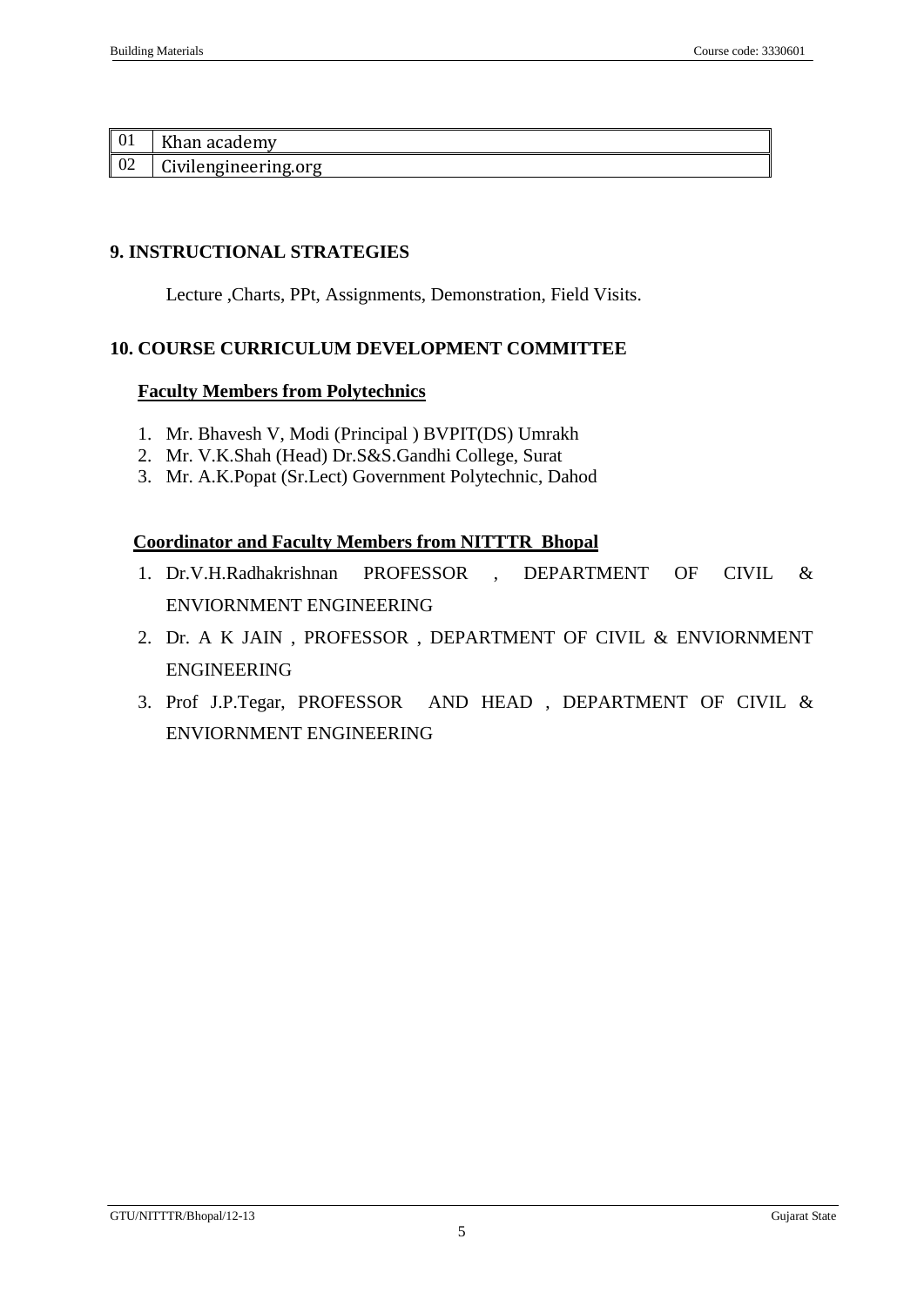| | |
|---|---|
| 01 | Khan academy |
| 02 | Civilengineering.org |

**9. INSTRUCTIONAL STRATEGIES**

Lecture ,Charts, PPt, Assignments, Demonstration, Field Visits.

**10. COURSE CURRICULUM DEVELOPMENT COMMITTEE**

**Faculty Members from Polytechnics**

1. Mr. Bhavesh V, Modi (Principal ) BVPIT(DS) Umrakh
2. Mr. V.K.Shah (Head) Dr.S&S.Gandhi College, Surat
3. Mr. A.K.Popat (Sr.Lect) Government Polytechnic, Dahod

**Coordinator and Faculty Members from NITTTR Bhopal**

1. Dr.V.H.Radhakrishnan PROFESSOR , DEPARTMENT OF CIVIL & ENVIORNMENT ENGINEERING
2. Dr. A K JAIN , PROFESSOR , DEPARTMENT OF CIVIL & ENVIORNMENT ENGINEERING
3. Prof J.P.Tegar, PROFESSOR AND HEAD , DEPARTMENT OF CIVIL & ENVIORNMENT ENGINEERING